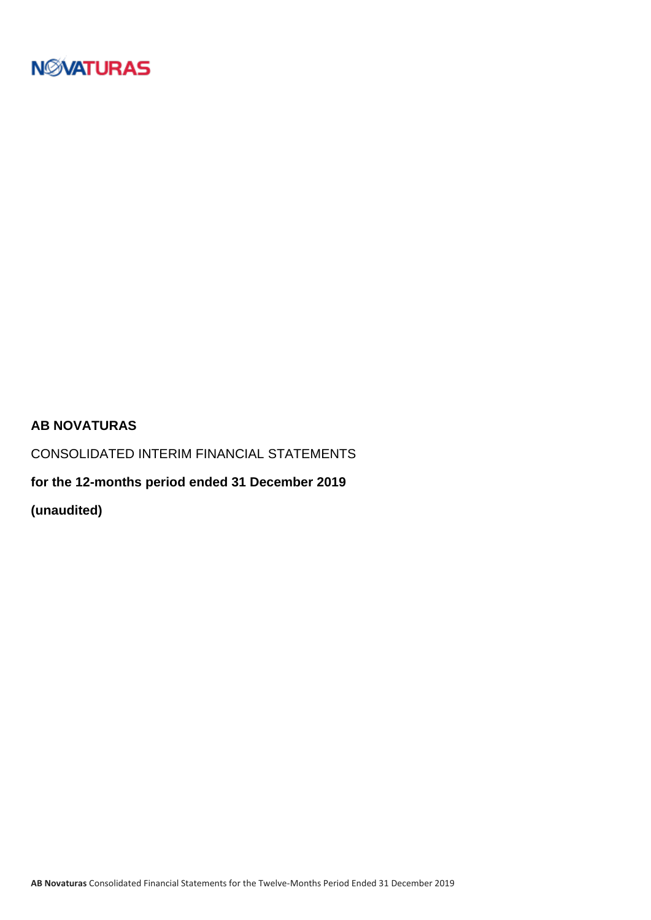NOVATURAS

**AB NOVATURAS**

CONSOLIDATED INTERIM FINANCIAL STATEMENTS

**for the 12-months period ended 31 December 2019**

**(unaudited)**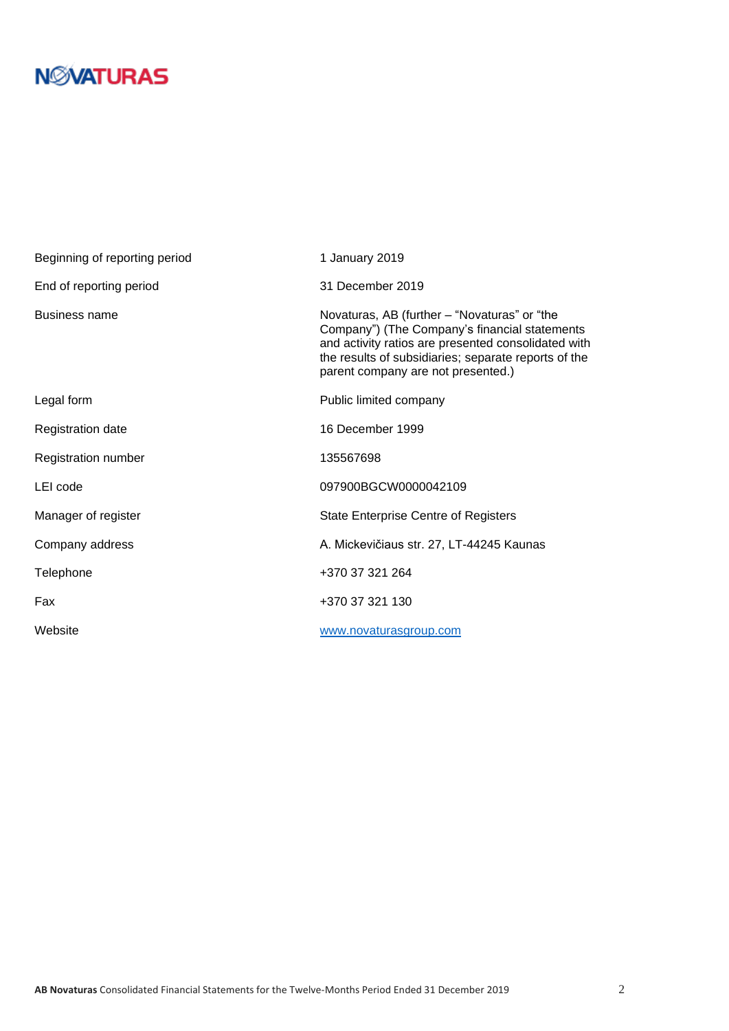NOVATURAS

| | |
|---|---|
| Beginning of reporting period | 1 January 2019 |
| End of reporting period | 31 December 2019 |
| Business name | Novaturas, AB (further – "Novaturas" or "the Company") (The Company's financial statements and activity ratios are presented consolidated with the results of subsidiaries; separate reports of the parent company are not presented.) |
| Legal form | Public limited company |
| Registration date | 16 December 1999 |
| Registration number | 135567698 |
| LEI code | 097900BGCW0000042109 |
| Manager of register | State Enterprise Centre of Registers |
| Company address | A. Mickevičiaus str. 27, LT-44245 Kaunas |
| Telephone | +370 37 321 264 |
| Fax | +370 37 321 130 |
| Website | www.novaturasgroup.com |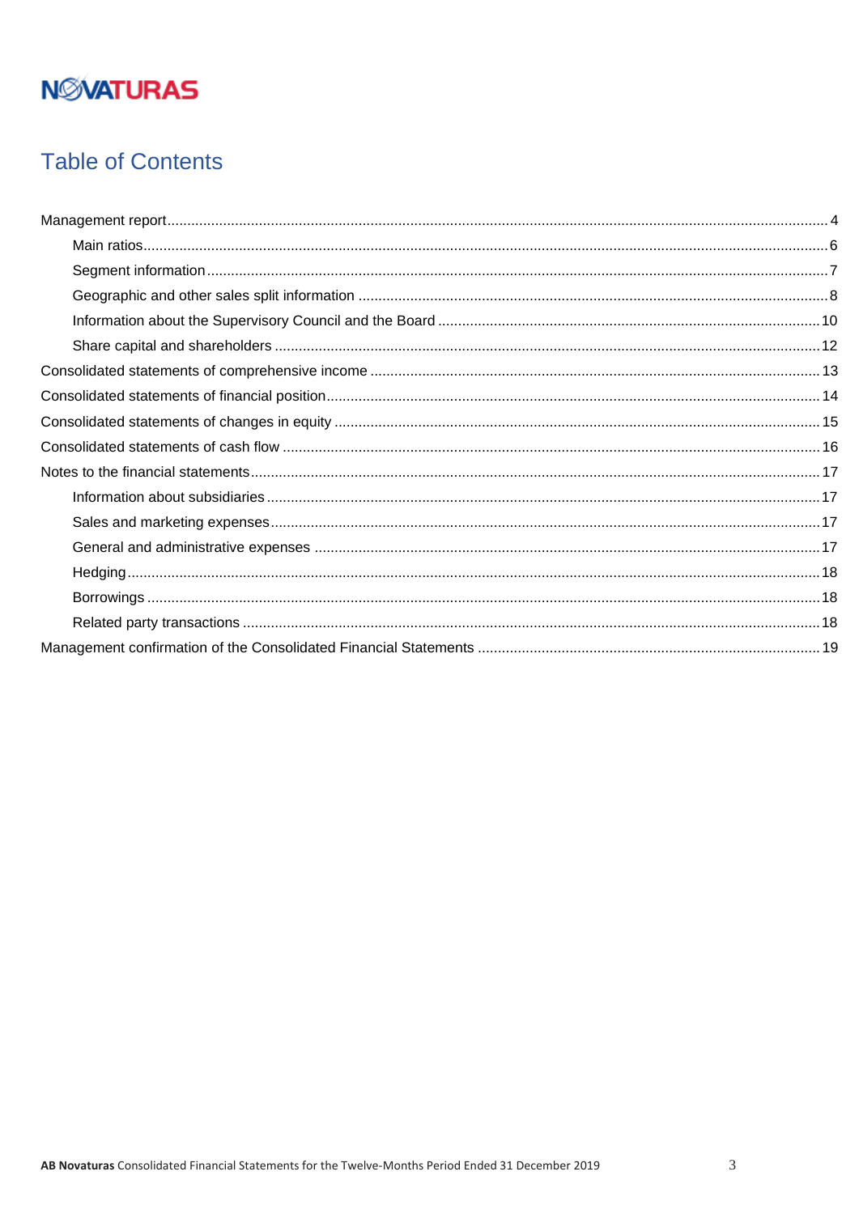NOVATURAS

# Table of Contents

- Management report ..... 4
  - Main ratios ..... 6
  - Segment information ..... 7
  - Geographic and other sales split information ..... 8
  - Information about the Supervisory Council and the Board ..... 10
  - Share capital and shareholders ..... 12
- Consolidated statements of comprehensive income ..... 13
- Consolidated statements of financial position ..... 14
- Consolidated statements of changes in equity ..... 15
- Consolidated statements of cash flow ..... 16
- Notes to the financial statements ..... 17
  - Information about subsidiaries ..... 17
  - Sales and marketing expenses ..... 17
  - General and administrative expenses ..... 17
  - Hedging ..... 18
  - Borrowings ..... 18
  - Related party transactions ..... 18
- Management confirmation of the Consolidated Financial Statements ..... 19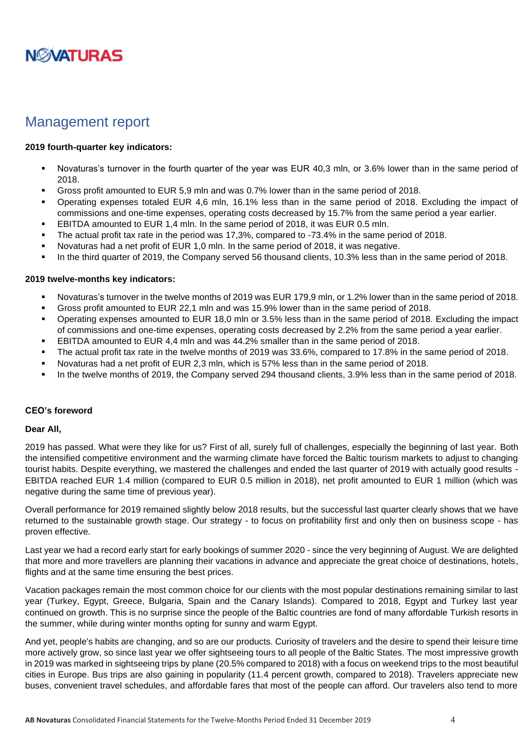# Management report

**2019 fourth-quarter key indicators:**

- Novaturas's turnover in the fourth quarter of the year was EUR 40,3 mln, or 3.6% lower than in the same period of 2018.
- Gross profit amounted to EUR 5,9 mln and was 0.7% lower than in the same period of 2018.
- Operating expenses totaled EUR 4,6 mln, 16.1% less than in the same period of 2018. Excluding the impact of commissions and one-time expenses, operating costs decreased by 15.7% from the same period a year earlier.
- EBITDA amounted to EUR 1,4 mln. In the same period of 2018, it was EUR 0.5 mln.
- The actual profit tax rate in the period was 17,3%, compared to -73.4% in the same period of 2018.
- Novaturas had a net profit of EUR 1,0 mln. In the same period of 2018, it was negative.
- In the third quarter of 2019, the Company served 56 thousand clients, 10.3% less than in the same period of 2018.

**2019 twelve-months key indicators:**

- Novaturas's turnover in the twelve months of 2019 was EUR 179,9 mln, or 1.2% lower than in the same period of 2018.
- Gross profit amounted to EUR 22,1 mln and was 15.9% lower than in the same period of 2018.
- Operating expenses amounted to EUR 18,0 mln or 3.5% less than in the same period of 2018. Excluding the impact of commissions and one-time expenses, operating costs decreased by 2.2% from the same period a year earlier.
- EBITDA amounted to EUR 4,4 mln and was 44.2% smaller than in the same period of 2018.
- The actual profit tax rate in the twelve months of 2019 was 33.6%, compared to 17.8% in the same period of 2018.
- Novaturas had a net profit of EUR 2,3 mln, which is 57% less than in the same period of 2018.
- In the twelve months of 2019, the Company served 294 thousand clients, 3.9% less than in the same period of 2018.

**CEO's foreword**

**Dear All,**

2019 has passed. What were they like for us? First of all, surely full of challenges, especially the beginning of last year. Both the intensified competitive environment and the warming climate have forced the Baltic tourism markets to adjust to changing tourist habits. Despite everything, we mastered the challenges and ended the last quarter of 2019 with actually good results - EBITDA reached EUR 1.4 million (compared to EUR 0.5 million in 2018), net profit amounted to EUR 1 million (which was negative during the same time of previous year).

Overall performance for 2019 remained slightly below 2018 results, but the successful last quarter clearly shows that we have returned to the sustainable growth stage. Our strategy - to focus on profitability first and only then on business scope - has proven effective.

Last year we had a record early start for early bookings of summer 2020 - since the very beginning of August. We are delighted that more and more travellers are planning their vacations in advance and appreciate the great choice of destinations, hotels, flights and at the same time ensuring the best prices.

Vacation packages remain the most common choice for our clients with the most popular destinations remaining similar to last year (Turkey, Egypt, Greece, Bulgaria, Spain and the Canary Islands). Compared to 2018, Egypt and Turkey last year continued on growth. This is no surprise since the people of the Baltic countries are fond of many affordable Turkish resorts in the summer, while during winter months opting for sunny and warm Egypt.

And yet, people's habits are changing, and so are our products. Curiosity of travelers and the desire to spend their leisure time more actively grow, so since last year we offer sightseeing tours to all people of the Baltic States. The most impressive growth in 2019 was marked in sightseeing trips by plane (20.5% compared to 2018) with a focus on weekend trips to the most beautiful cities in Europe. Bus trips are also gaining in popularity (11.4 percent growth, compared to 2018). Travelers appreciate new buses, convenient travel schedules, and affordable fares that most of the people can afford. Our travelers also tend to more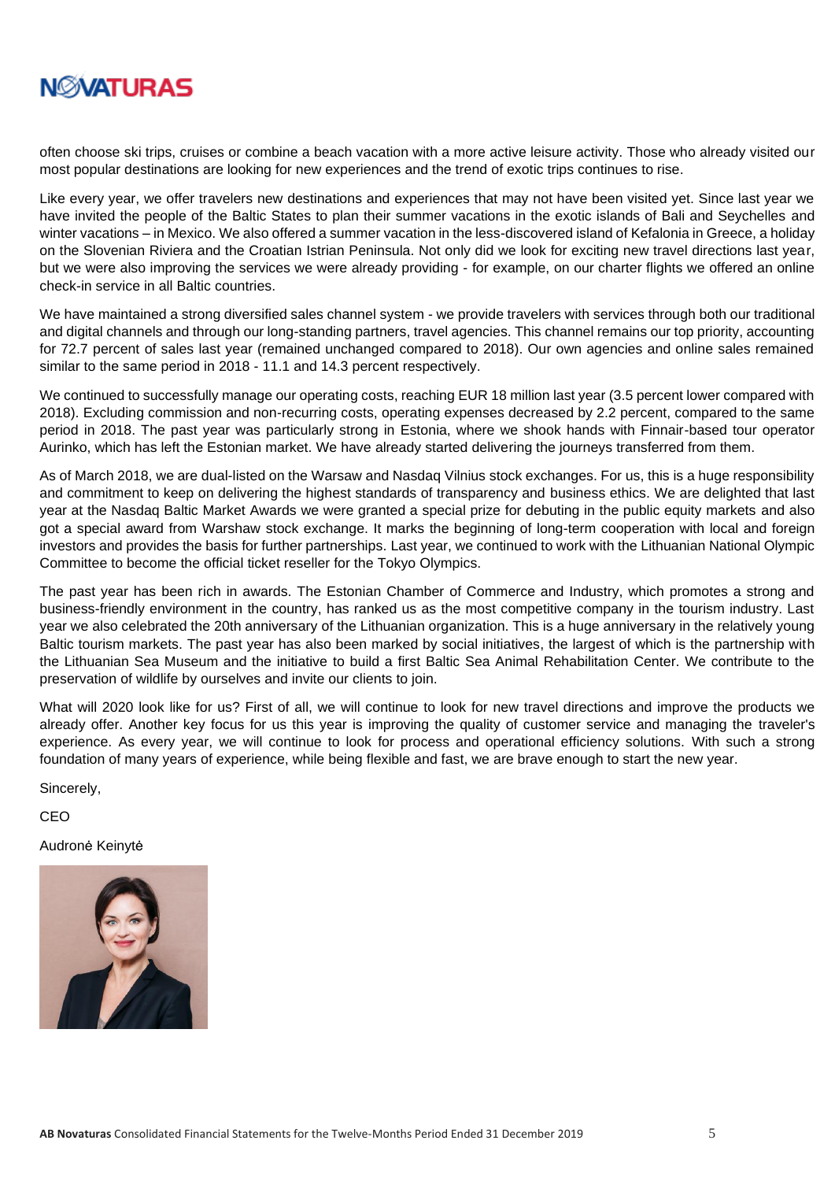often choose ski trips, cruises or combine a beach vacation with a more active leisure activity. Those who already visited our most popular destinations are looking for new experiences and the trend of exotic trips continues to rise.

Like every year, we offer travelers new destinations and experiences that may not have been visited yet. Since last year we have invited the people of the Baltic States to plan their summer vacations in the exotic islands of Bali and Seychelles and winter vacations – in Mexico. We also offered a summer vacation in the less-discovered island of Kefalonia in Greece, a holiday on the Slovenian Riviera and the Croatian Istrian Peninsula. Not only did we look for exciting new travel directions last year, but we were also improving the services we were already providing - for example, on our charter flights we offered an online check-in service in all Baltic countries.

We have maintained a strong diversified sales channel system - we provide travelers with services through both our traditional and digital channels and through our long-standing partners, travel agencies. This channel remains our top priority, accounting for 72.7 percent of sales last year (remained unchanged compared to 2018). Our own agencies and online sales remained similar to the same period in 2018 - 11.1 and 14.3 percent respectively.

We continued to successfully manage our operating costs, reaching EUR 18 million last year (3.5 percent lower compared with 2018). Excluding commission and non-recurring costs, operating expenses decreased by 2.2 percent, compared to the same period in 2018. The past year was particularly strong in Estonia, where we shook hands with Finnair-based tour operator Aurinko, which has left the Estonian market. We have already started delivering the journeys transferred from them.

As of March 2018, we are dual-listed on the Warsaw and Nasdaq Vilnius stock exchanges. For us, this is a huge responsibility and commitment to keep on delivering the highest standards of transparency and business ethics. We are delighted that last year at the Nasdaq Baltic Market Awards we were granted a special prize for debuting in the public equity markets and also got a special award from Warshaw stock exchange. It marks the beginning of long-term cooperation with local and foreign investors and provides the basis for further partnerships. Last year, we continued to work with the Lithuanian National Olympic Committee to become the official ticket reseller for the Tokyo Olympics.

The past year has been rich in awards. The Estonian Chamber of Commerce and Industry, which promotes a strong and business-friendly environment in the country, has ranked us as the most competitive company in the tourism industry. Last year we also celebrated the 20th anniversary of the Lithuanian organization. This is a huge anniversary in the relatively young Baltic tourism markets. The past year has also been marked by social initiatives, the largest of which is the partnership with the Lithuanian Sea Museum and the initiative to build a first Baltic Sea Animal Rehabilitation Center. We contribute to the preservation of wildlife by ourselves and invite our clients to join.

What will 2020 look like for us? First of all, we will continue to look for new travel directions and improve the products we already offer. Another key focus for us this year is improving the quality of customer service and managing the traveler's experience. As every year, we will continue to look for process and operational efficiency solutions. With such a strong foundation of many years of experience, while being flexible and fast, we are brave enough to start the new year.

Sincerely,

CEO

Audronė Keinytė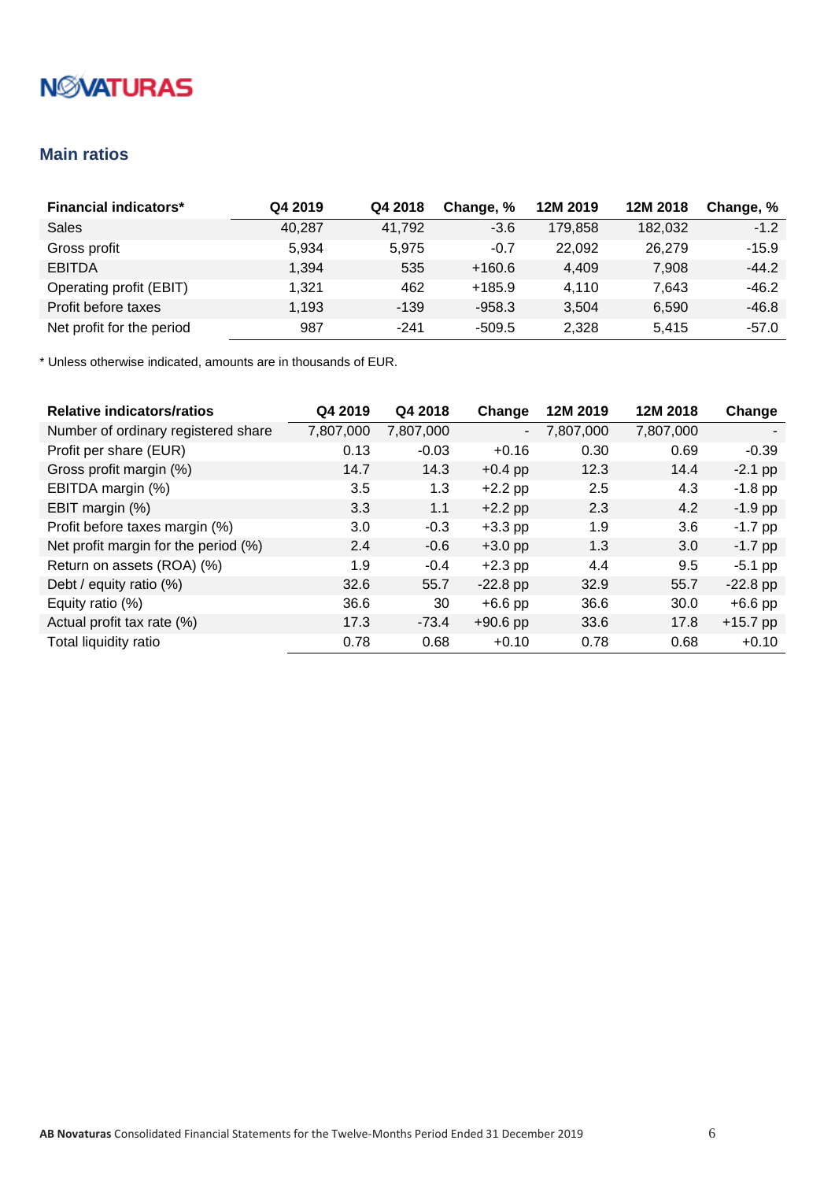## Main ratios

| Financial indicators* | Q4 2019 | Q4 2018 | Change, % | 12M 2019 | 12M 2018 | Change, % |
|---|---|---|---|---|---|---|
| Sales | 40,287 | 41,792 | -3.6 | 179,858 | 182,032 | -1.2 |
| Gross profit | 5,934 | 5,975 | -0.7 | 22,092 | 26,279 | -15.9 |
| EBITDA | 1,394 | 535 | +160.6 | 4,409 | 7,908 | -44.2 |
| Operating profit (EBIT) | 1,321 | 462 | +185.9 | 4,110 | 7,643 | -46.2 |
| Profit before taxes | 1,193 | -139 | -958.3 | 3,504 | 6,590 | -46.8 |
| Net profit for the period | 987 | -241 | -509.5 | 2,328 | 5,415 | -57.0 |

* Unless otherwise indicated, amounts are in thousands of EUR.

| Relative indicators/ratios | Q4 2019 | Q4 2018 | Change | 12M 2019 | 12M 2018 | Change |
|---|---|---|---|---|---|---|
| Number of ordinary registered share | 7,807,000 | 7,807,000 | - | 7,807,000 | 7,807,000 | - |
| Profit per share (EUR) | 0.13 | -0.03 | +0.16 | 0.30 | 0.69 | -0.39 |
| Gross profit margin (%) | 14.7 | 14.3 | +0.4 pp | 12.3 | 14.4 | -2.1 pp |
| EBITDA margin (%) | 3.5 | 1.3 | +2.2 pp | 2.5 | 4.3 | -1.8 pp |
| EBIT margin (%) | 3.3 | 1.1 | +2.2 pp | 2.3 | 4.2 | -1.9 pp |
| Profit before taxes margin (%) | 3.0 | -0.3 | +3.3 pp | 1.9 | 3.6 | -1.7 pp |
| Net profit margin for the period (%) | 2.4 | -0.6 | +3.0 pp | 1.3 | 3.0 | -1.7 pp |
| Return on assets (ROA) (%) | 1.9 | -0.4 | +2.3 pp | 4.4 | 9.5 | -5.1 pp |
| Debt / equity ratio (%) | 32.6 | 55.7 | -22.8 pp | 32.9 | 55.7 | -22.8 pp |
| Equity ratio (%) | 36.6 | 30 | +6.6 pp | 36.6 | 30.0 | +6.6 pp |
| Actual profit tax rate (%) | 17.3 | -73.4 | +90.6 pp | 33.6 | 17.8 | +15.7 pp |
| Total liquidity ratio | 0.78 | 0.68 | +0.10 | 0.78 | 0.68 | +0.10 |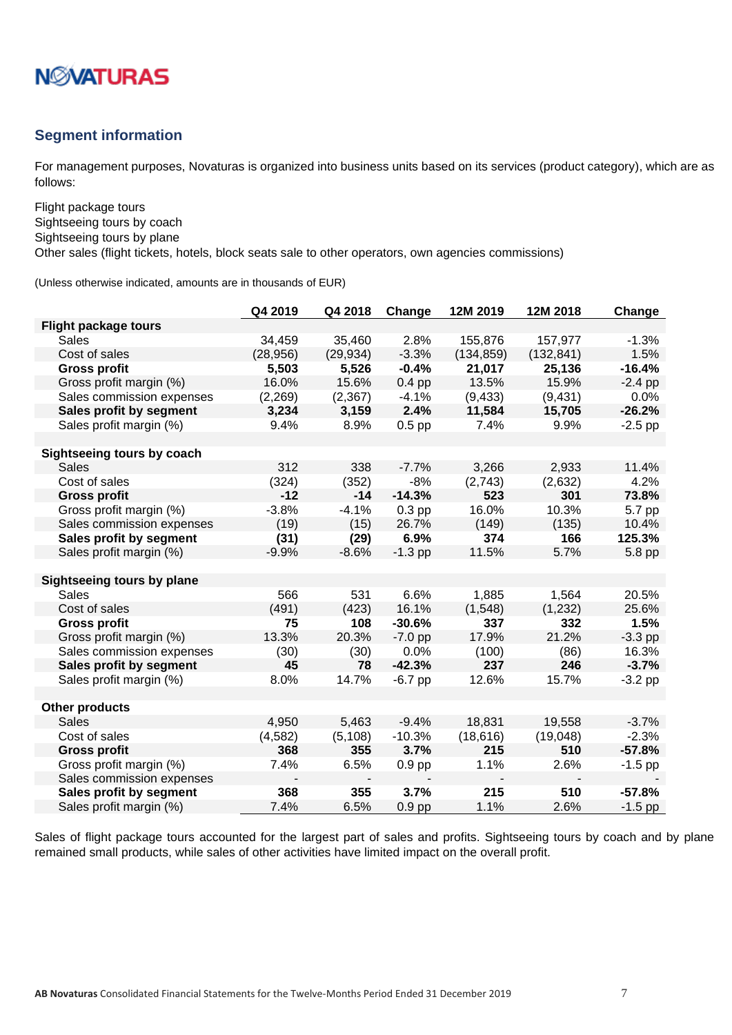## Segment information

For management purposes, Novaturas is organized into business units based on its services (product category), which are as follows:

Flight package tours
Sightseeing tours by coach
Sightseeing tours by plane
Other sales (flight tickets, hotels, block seats sale to other operators, own agencies commissions)

(Unless otherwise indicated, amounts are in thousands of EUR)

| | Q4 2019 | Q4 2018 | Change | 12M 2019 | 12M 2018 | Change |
|---|---|---|---|---|---|---|
| **Flight package tours** | | | | | | |
| Sales | 34,459 | 35,460 | 2.8% | 155,876 | 157,977 | -1.3% |
| Cost of sales | (28,956) | (29,934) | -3.3% | (134,859) | (132,841) | 1.5% |
| **Gross profit** | **5,503** | **5,526** | **-0.4%** | **21,017** | **25,136** | **-16.4%** |
| Gross profit margin (%) | 16.0% | 15.6% | 0.4 pp | 13.5% | 15.9% | -2.4 pp |
| Sales commission expenses | (2,269) | (2,367) | -4.1% | (9,433) | (9,431) | 0.0% |
| **Sales profit by segment** | **3,234** | **3,159** | **2.4%** | **11,584** | **15,705** | **-26.2%** |
| Sales profit margin (%) | 9.4% | 8.9% | 0.5 pp | 7.4% | 9.9% | -2.5 pp |
| | | | | | | |
| **Sightseeing tours by coach** | | | | | | |
| Sales | 312 | 338 | -7.7% | 3,266 | 2,933 | 11.4% |
| Cost of sales | (324) | (352) | -8% | (2,743) | (2,632) | 4.2% |
| **Gross profit** | **-12** | **-14** | **-14.3%** | **523** | **301** | **73.8%** |
| Gross profit margin (%) | -3.8% | -4.1% | 0.3 pp | 16.0% | 10.3% | 5.7 pp |
| Sales commission expenses | (19) | (15) | 26.7% | (149) | (135) | 10.4% |
| **Sales profit by segment** | **(31)** | **(29)** | **6.9%** | **374** | **166** | **125.3%** |
| Sales profit margin (%) | -9.9% | -8.6% | -1.3 pp | 11.5% | 5.7% | 5.8 pp |
| | | | | | | |
| **Sightseeing tours by plane** | | | | | | |
| Sales | 566 | 531 | 6.6% | 1,885 | 1,564 | 20.5% |
| Cost of sales | (491) | (423) | 16.1% | (1,548) | (1,232) | 25.6% |
| **Gross profit** | **75** | **108** | **-30.6%** | **337** | **332** | **1.5%** |
| Gross profit margin (%) | 13.3% | 20.3% | -7.0 pp | 17.9% | 21.2% | -3.3 pp |
| Sales commission expenses | (30) | (30) | 0.0% | (100) | (86) | 16.3% |
| **Sales profit by segment** | **45** | **78** | **-42.3%** | **237** | **246** | **-3.7%** |
| Sales profit margin (%) | 8.0% | 14.7% | -6.7 pp | 12.6% | 15.7% | -3.2 pp |
| | | | | | | |
| **Other products** | | | | | | |
| Sales | 4,950 | 5,463 | -9.4% | 18,831 | 19,558 | -3.7% |
| Cost of sales | (4,582) | (5,108) | -10.3% | (18,616) | (19,048) | -2.3% |
| **Gross profit** | **368** | **355** | **3.7%** | **215** | **510** | **-57.8%** |
| Gross profit margin (%) | 7.4% | 6.5% | 0.9 pp | 1.1% | 2.6% | -1.5 pp |
| Sales commission expenses | - | - | - | - | - | - |
| **Sales profit by segment** | **368** | **355** | **3.7%** | **215** | **510** | **-57.8%** |
| Sales profit margin (%) | 7.4% | 6.5% | 0.9 pp | 1.1% | 2.6% | -1.5 pp |

Sales of flight package tours accounted for the largest part of sales and profits. Sightseeing tours by coach and by plane remained small products, while sales of other activities have limited impact on the overall profit.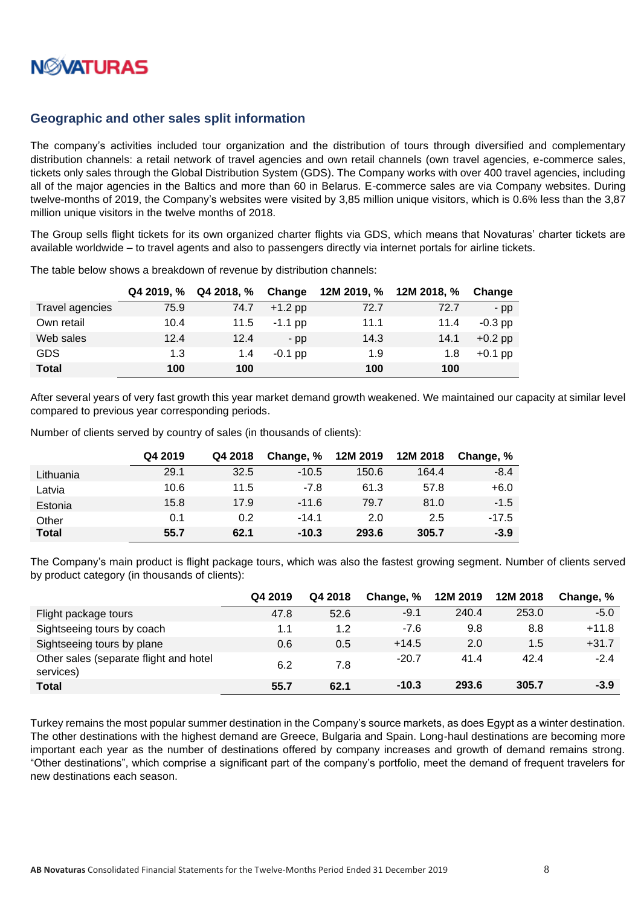## Geographic and other sales split information

The company's activities included tour organization and the distribution of tours through diversified and complementary distribution channels: a retail network of travel agencies and own retail channels (own travel agencies, e-commerce sales, tickets only sales through the Global Distribution System (GDS). The Company works with over 400 travel agencies, including all of the major agencies in the Baltics and more than 60 in Belarus. E-commerce sales are via Company websites. During twelve-months of 2019, the Company's websites were visited by 3,85 million unique visitors, which is 0.6% less than the 3,87 million unique visitors in the twelve months of 2018.

The Group sells flight tickets for its own organized charter flights via GDS, which means that Novaturas' charter tickets are available worldwide – to travel agents and also to passengers directly via internet portals for airline tickets.

The table below shows a breakdown of revenue by distribution channels:

| | Q4 2019, % | Q4 2018, % | Change | 12M 2019, % | 12M 2018, % | Change |
|---|---|---|---|---|---|---|
| Travel agencies | 75.9 | 74.7 | +1.2 pp | 72.7 | 72.7 | - pp |
| Own retail | 10.4 | 11.5 | -1.1 pp | 11.1 | 11.4 | -0.3 pp |
| Web sales | 12.4 | 12.4 | - pp | 14.3 | 14.1 | +0.2 pp |
| GDS | 1.3 | 1.4 | -0.1 pp | 1.9 | 1.8 | +0.1 pp |
| **Total** | **100** | **100** | | **100** | **100** | |

After several years of very fast growth this year market demand growth weakened. We maintained our capacity at similar level compared to previous year corresponding periods.

Number of clients served by country of sales (in thousands of clients):

| | Q4 2019 | Q4 2018 | Change, % | 12M 2019 | 12M 2018 | Change, % |
|---|---|---|---|---|---|---|
| Lithuania | 29.1 | 32.5 | -10.5 | 150.6 | 164.4 | -8.4 |
| Latvia | 10.6 | 11.5 | -7.8 | 61.3 | 57.8 | +6.0 |
| Estonia | 15.8 | 17.9 | -11.6 | 79.7 | 81.0 | -1.5 |
| Other | 0.1 | 0.2 | -14.1 | 2.0 | 2.5 | -17.5 |
| **Total** | **55.7** | **62.1** | **-10.3** | **293.6** | **305.7** | **-3.9** |

The Company's main product is flight package tours, which was also the fastest growing segment. Number of clients served by product category (in thousands of clients):

| | Q4 2019 | Q4 2018 | Change, % | 12M 2019 | 12M 2018 | Change, % |
|---|---|---|---|---|---|---|
| Flight package tours | 47.8 | 52.6 | -9.1 | 240.4 | 253.0 | -5.0 |
| Sightseeing tours by coach | 1.1 | 1.2 | -7.6 | 9.8 | 8.8 | +11.8 |
| Sightseeing tours by plane | 0.6 | 0.5 | +14.5 | 2.0 | 1.5 | +31.7 |
| Other sales (separate flight and hotel services) | 6.2 | 7.8 | -20.7 | 41.4 | 42.4 | -2.4 |
| **Total** | **55.7** | **62.1** | **-10.3** | **293.6** | **305.7** | **-3.9** |

Turkey remains the most popular summer destination in the Company's source markets, as does Egypt as a winter destination. The other destinations with the highest demand are Greece, Bulgaria and Spain. Long-haul destinations are becoming more important each year as the number of destinations offered by company increases and growth of demand remains strong. "Other destinations", which comprise a significant part of the company's portfolio, meet the demand of frequent travelers for new destinations each season.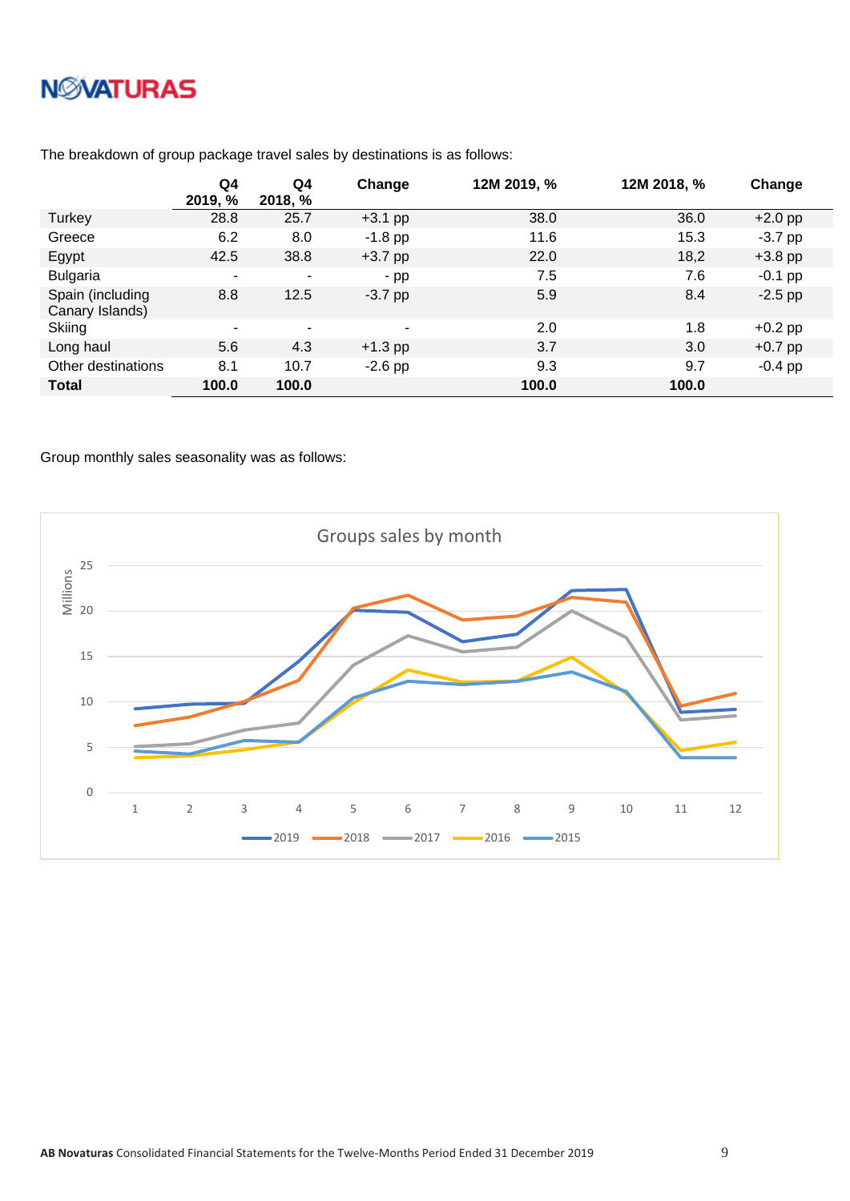The breakdown of group package travel sales by destinations is as follows:

| | Q4 2019, % | Q4 2018, % | Change | 12M 2019, % | 12M 2018, % | Change |
|---|---|---|---|---|---|---|
| Turkey | 28.8 | 25.7 | +3.1 pp | 38.0 | 36.0 | +2.0 pp |
| Greece | 6.2 | 8.0 | -1.8 pp | 11.6 | 15.3 | -3.7 pp |
| Egypt | 42.5 | 38.8 | +3.7 pp | 22.0 | 18,2 | +3.8 pp |
| Bulgaria | - | - | - pp | 7.5 | 7.6 | -0.1 pp |
| Spain (including Canary Islands) | 8.8 | 12.5 | -3.7 pp | 5.9 | 8.4 | -2.5 pp |
| Skiing | - | - | - | 2.0 | 1.8 | +0.2 pp |
| Long haul | 5.6 | 4.3 | +1.3 pp | 3.7 | 3.0 | +0.7 pp |
| Other destinations | 8.1 | 10.7 | -2.6 pp | 9.3 | 9.7 | -0.4 pp |
| **Total** | **100.0** | **100.0** | | **100.0** | **100.0** | |

Group monthly sales seasonality was as follows:

Groups sales by month

Millions

Legend: 2019, 2018, 2017, 2016, 2015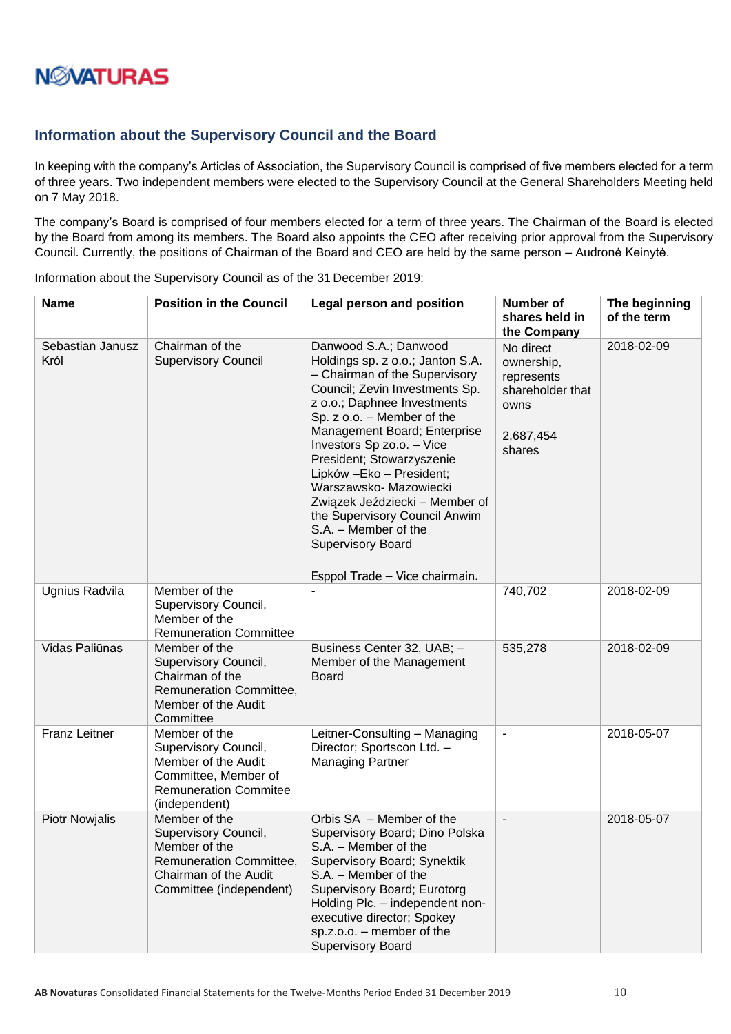## Information about the Supervisory Council and the Board

In keeping with the company's Articles of Association, the Supervisory Council is comprised of five members elected for a term of three years. Two independent members were elected to the Supervisory Council at the General Shareholders Meeting held on 7 May 2018.

The company's Board is comprised of four members elected for a term of three years. The Chairman of the Board is elected by the Board from among its members. The Board also appoints the CEO after receiving prior approval from the Supervisory Council. Currently, the positions of Chairman of the Board and CEO are held by the same person – Audronė Keinytė.

Information about the Supervisory Council as of the 31 December 2019:

| Name | Position in the Council | Legal person and position | Number of shares held in the Company | The beginning of the term |
|---|---|---|---|---|
| Sebastian Janusz Król | Chairman of the Supervisory Council | Danwood S.A.; Danwood Holdings sp. z o.o.; Janton S.A. – Chairman of the Supervisory Council; Zevin Investments Sp. z o.o.; Daphnee Investments Sp. z o.o. – Member of the Management Board; Enterprise Investors Sp zo.o. – Vice President; Stowarzyszenie Lipków –Eko – President; Warszawsko- Mazowiecki Związek Jeździecki – Member of the Supervisory Council Anwim S.A. – Member of the Supervisory Board<br><br>Esppol Trade – Vice chairmain. | No direct ownership, represents shareholder that owns<br><br>2,687,454 shares | 2018-02-09 |
| Ugnius Radvila | Member of the Supervisory Council, Member of the Remuneration Committee | - | 740,702 | 2018-02-09 |
| Vidas Paliūnas | Member of the Supervisory Council, Chairman of the Remuneration Committee, Member of the Audit Committee | Business Center 32, UAB; – Member of the Management Board | 535,278 | 2018-02-09 |
| Franz Leitner | Member of the Supervisory Council, Member of the Audit Committee, Member of Remuneration Commitee (independent) | Leitner-Consulting – Managing Director; Sportscon Ltd. – Managing Partner | - | 2018-05-07 |
| Piotr Nowjalis | Member of the Supervisory Council, Member of the Remuneration Committee, Chairman of the Audit Committee (independent) | Orbis SA – Member of the Supervisory Board; Dino Polska S.A. – Member of the Supervisory Board; Synektik S.A. – Member of the Supervisory Board; Eurotorg Holding Plc. – independent non-executive director; Spokey sp.z.o.o. – member of the Supervisory Board | - | 2018-05-07 |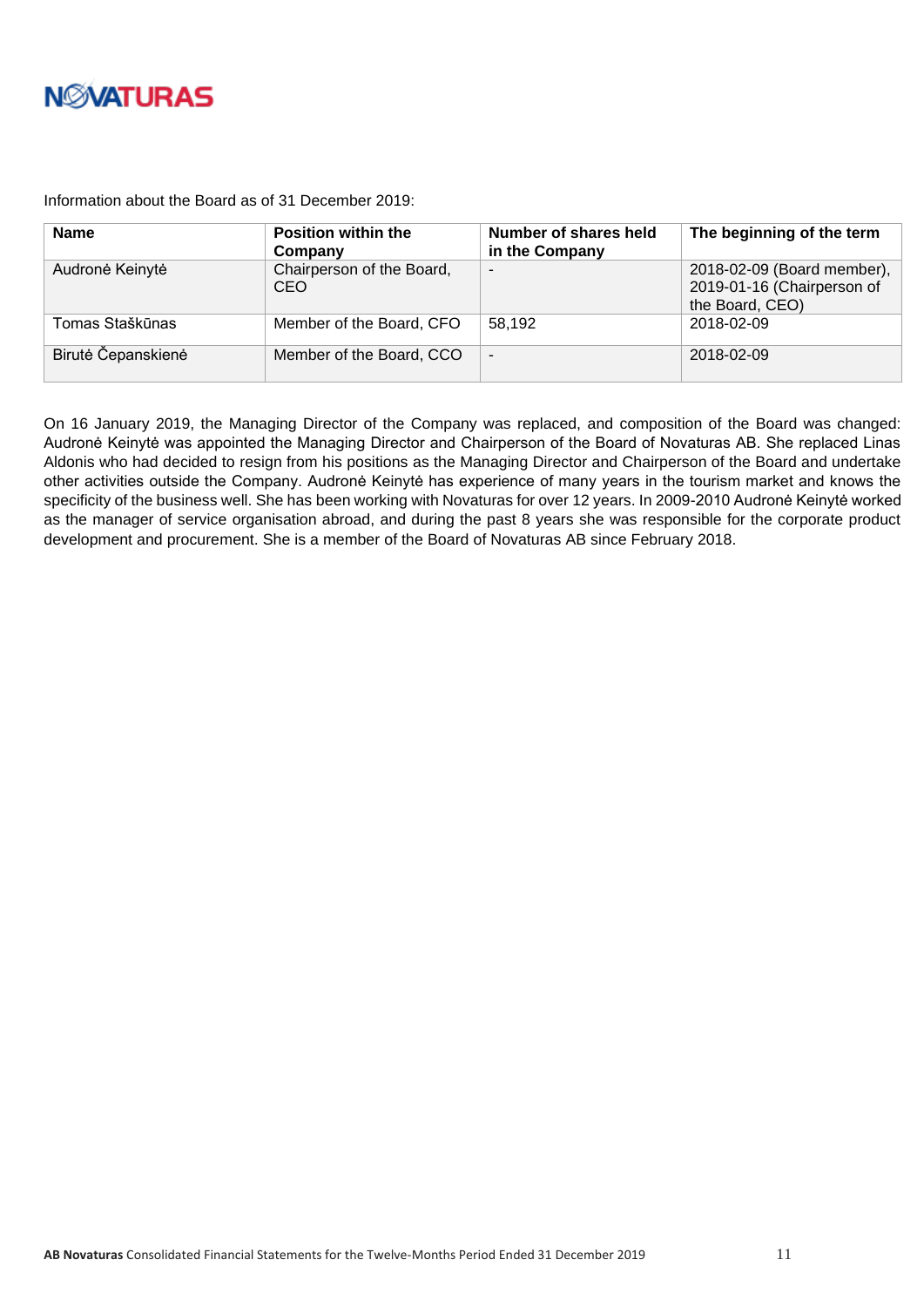Information about the Board as of 31 December 2019:

| Name | Position within the Company | Number of shares held in the Company | The beginning of the term |
|---|---|---|---|
| Audronė Keinytė | Chairperson of the Board, CEO | - | 2018-02-09 (Board member), 2019-01-16 (Chairperson of the Board, CEO) |
| Tomas Staškūnas | Member of the Board, CFO | 58,192 | 2018-02-09 |
| Birutė Čepanskienė | Member of the Board, CCO | - | 2018-02-09 |

On 16 January 2019, the Managing Director of the Company was replaced, and composition of the Board was changed: Audronė Keinytė was appointed the Managing Director and Chairperson of the Board of Novaturas AB. She replaced Linas Aldonis who had decided to resign from his positions as the Managing Director and Chairperson of the Board and undertake other activities outside the Company. Audronė Keinytė has experience of many years in the tourism market and knows the specificity of the business well. She has been working with Novaturas for over 12 years. In 2009-2010 Audronė Keinytė worked as the manager of service organisation abroad, and during the past 8 years she was responsible for the corporate product development and procurement. She is a member of the Board of Novaturas AB since February 2018.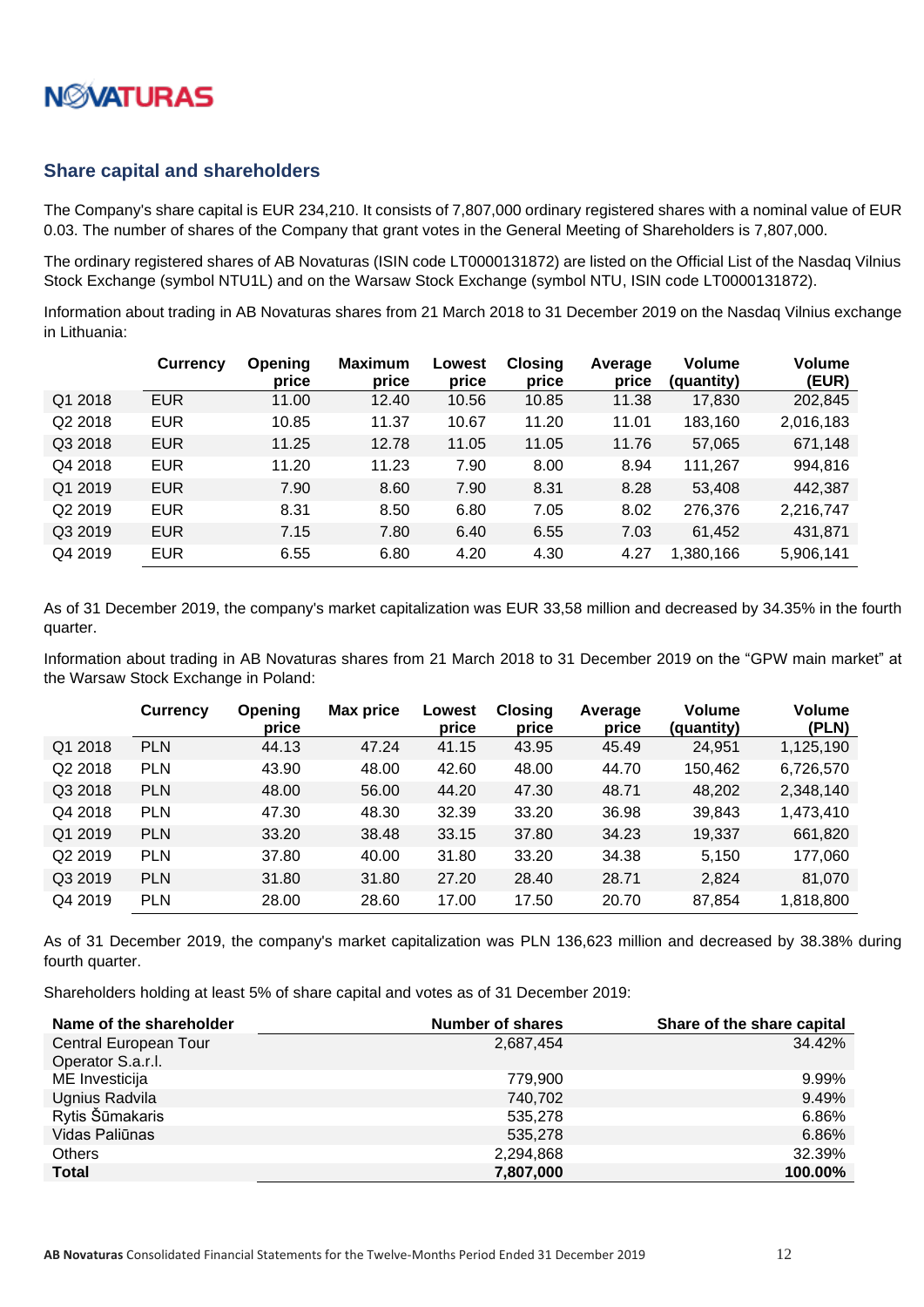## Share capital and shareholders

The Company's share capital is EUR 234,210. It consists of 7,807,000 ordinary registered shares with a nominal value of EUR 0.03. The number of shares of the Company that grant votes in the General Meeting of Shareholders is 7,807,000.

The ordinary registered shares of AB Novaturas (ISIN code LT0000131872) are listed on the Official List of the Nasdaq Vilnius Stock Exchange (symbol NTU1L) and on the Warsaw Stock Exchange (symbol NTU, ISIN code LT0000131872).

Information about trading in AB Novaturas shares from 21 March 2018 to 31 December 2019 on the Nasdaq Vilnius exchange in Lithuania:

| | Currency | Opening price | Maximum price | Lowest price | Closing price | Average price | Volume (quantity) | Volume (EUR) |
|---|---|---|---|---|---|---|---|---|
| Q1 2018 | EUR | 11.00 | 12.40 | 10.56 | 10.85 | 11.38 | 17,830 | 202,845 |
| Q2 2018 | EUR | 10.85 | 11.37 | 10.67 | 11.20 | 11.01 | 183,160 | 2,016,183 |
| Q3 2018 | EUR | 11.25 | 12.78 | 11.05 | 11.05 | 11.76 | 57,065 | 671,148 |
| Q4 2018 | EUR | 11.20 | 11.23 | 7.90 | 8.00 | 8.94 | 111,267 | 994,816 |
| Q1 2019 | EUR | 7.90 | 8.60 | 7.90 | 8.31 | 8.28 | 53,408 | 442,387 |
| Q2 2019 | EUR | 8.31 | 8.50 | 6.80 | 7.05 | 8.02 | 276,376 | 2,216,747 |
| Q3 2019 | EUR | 7.15 | 7.80 | 6.40 | 6.55 | 7.03 | 61,452 | 431,871 |
| Q4 2019 | EUR | 6.55 | 6.80 | 4.20 | 4.30 | 4.27 | 1,380,166 | 5,906,141 |

As of 31 December 2019, the company's market capitalization was EUR 33,58 million and decreased by 34.35% in the fourth quarter.

Information about trading in AB Novaturas shares from 21 March 2018 to 31 December 2019 on the "GPW main market" at the Warsaw Stock Exchange in Poland:

| | Currency | Opening price | Max price | Lowest price | Closing price | Average price | Volume (quantity) | Volume (PLN) |
|---|---|---|---|---|---|---|---|---|
| Q1 2018 | PLN | 44.13 | 47.24 | 41.15 | 43.95 | 45.49 | 24,951 | 1,125,190 |
| Q2 2018 | PLN | 43.90 | 48.00 | 42.60 | 48.00 | 44.70 | 150,462 | 6,726,570 |
| Q3 2018 | PLN | 48.00 | 56.00 | 44.20 | 47.30 | 48.71 | 48,202 | 2,348,140 |
| Q4 2018 | PLN | 47.30 | 48.30 | 32.39 | 33.20 | 36.98 | 39,843 | 1,473,410 |
| Q1 2019 | PLN | 33.20 | 38.48 | 33.15 | 37.80 | 34.23 | 19,337 | 661,820 |
| Q2 2019 | PLN | 37.80 | 40.00 | 31.80 | 33.20 | 34.38 | 5,150 | 177,060 |
| Q3 2019 | PLN | 31.80 | 31.80 | 27.20 | 28.40 | 28.71 | 2,824 | 81,070 |
| Q4 2019 | PLN | 28.00 | 28.60 | 17.00 | 17.50 | 20.70 | 87,854 | 1,818,800 |

As of 31 December 2019, the company's market capitalization was PLN 136,623 million and decreased by 38.38% during fourth quarter.

Shareholders holding at least 5% of share capital and votes as of 31 December 2019:

| Name of the shareholder | Number of shares | Share of the share capital |
|---|---|---|
| Central European Tour Operator S.a.r.l. | 2,687,454 | 34.42% |
| ME Investicija | 779,900 | 9.99% |
| Ugnius Radvila | 740,702 | 9.49% |
| Rytis Šūmakaris | 535,278 | 6.86% |
| Vidas Paliūnas | 535,278 | 6.86% |
| Others | 2,294,868 | 32.39% |
| **Total** | **7,807,000** | **100.00%** |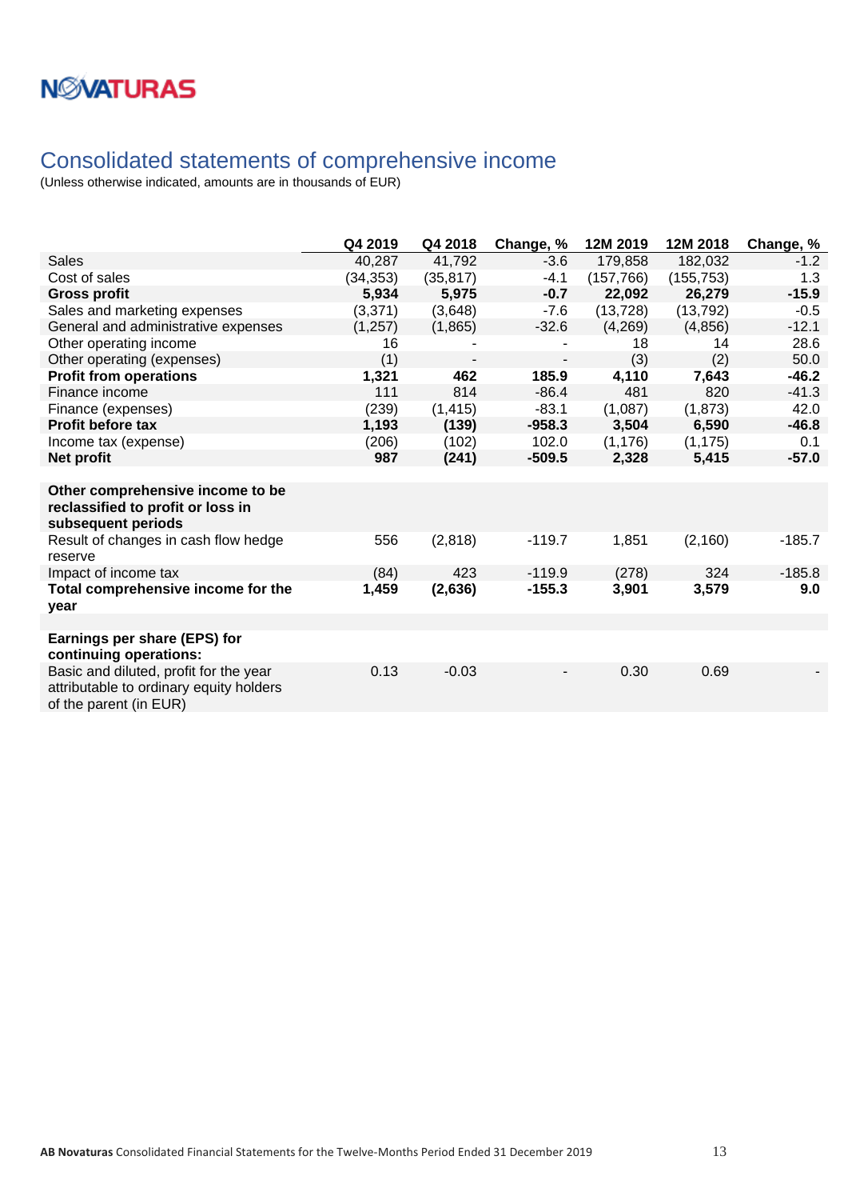# Consolidated statements of comprehensive income

(Unless otherwise indicated, amounts are in thousands of EUR)

| | Q4 2019 | Q4 2018 | Change, % | 12M 2019 | 12M 2018 | Change, % |
|---|---|---|---|---|---|---|
| Sales | 40,287 | 41,792 | -3.6 | 179,858 | 182,032 | -1.2 |
| Cost of sales | (34,353) | (35,817) | -4.1 | (157,766) | (155,753) | 1.3 |
| **Gross profit** | **5,934** | **5,975** | **-0.7** | **22,092** | **26,279** | **-15.9** |
| Sales and marketing expenses | (3,371) | (3,648) | -7.6 | (13,728) | (13,792) | -0.5 |
| General and administrative expenses | (1,257) | (1,865) | -32.6 | (4,269) | (4,856) | -12.1 |
| Other operating income | 16 | - | - | 18 | 14 | 28.6 |
| Other operating (expenses) | (1) | - | - | (3) | (2) | 50.0 |
| **Profit from operations** | **1,321** | **462** | **185.9** | **4,110** | **7,643** | **-46.2** |
| Finance income | 111 | 814 | -86.4 | 481 | 820 | -41.3 |
| Finance (expenses) | (239) | (1,415) | -83.1 | (1,087) | (1,873) | 42.0 |
| **Profit before tax** | **1,193** | **(139)** | **-958.3** | **3,504** | **6,590** | **-46.8** |
| Income tax (expense) | (206) | (102) | 102.0 | (1,176) | (1,175) | 0.1 |
| **Net profit** | **987** | **(241)** | **-509.5** | **2,328** | **5,415** | **-57.0** |
| | | | | | | |
| **Other comprehensive income to be reclassified to profit or loss in subsequent periods** | | | | | | |
| Result of changes in cash flow hedge reserve | 556 | (2,818) | -119.7 | 1,851 | (2,160) | -185.7 |
| Impact of income tax | (84) | 423 | -119.9 | (278) | 324 | -185.8 |
| **Total comprehensive income for the year** | **1,459** | **(2,636)** | **-155.3** | **3,901** | **3,579** | **9.0** |
| | | | | | | |
| **Earnings per share (EPS) for continuing operations:** | | | | | | |
| Basic and diluted, profit for the year attributable to ordinary equity holders of the parent (in EUR) | 0.13 | -0.03 | - | 0.30 | 0.69 | - |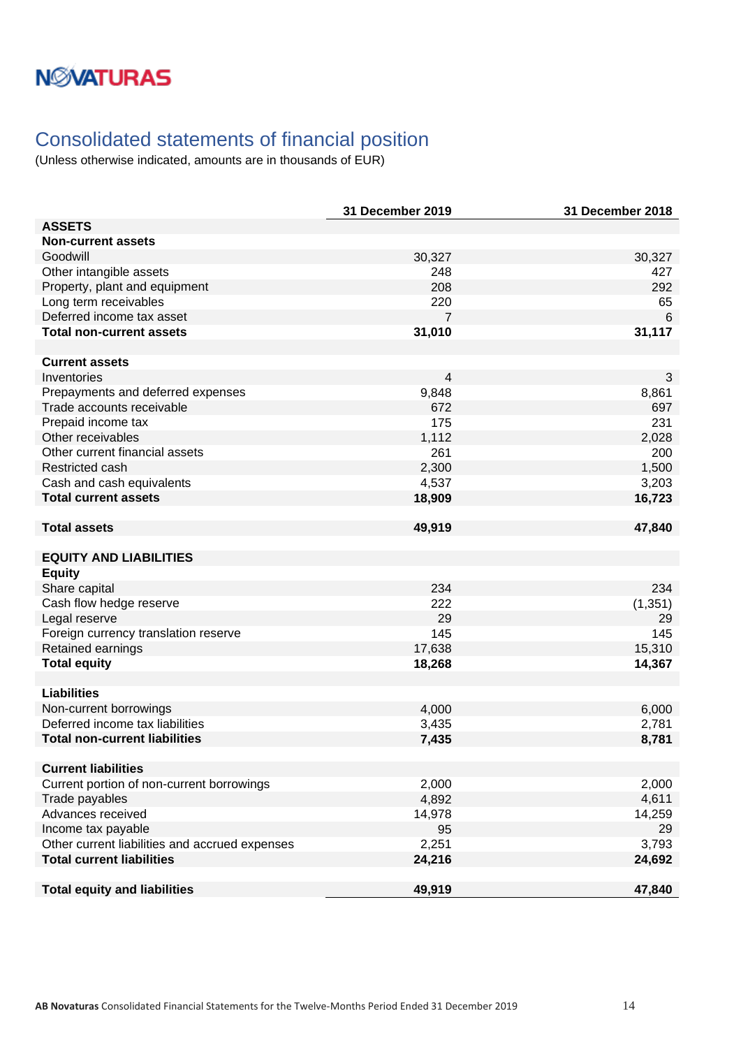# Consolidated statements of financial position

(Unless otherwise indicated, amounts are in thousands of EUR)

| | 31 December 2019 | 31 December 2018 |
|---|---|---|
| **ASSETS** | | |
| **Non-current assets** | | |
| Goodwill | 30,327 | 30,327 |
| Other intangible assets | 248 | 427 |
| Property, plant and equipment | 208 | 292 |
| Long term receivables | 220 | 65 |
| Deferred income tax asset | 7 | 6 |
| **Total non-current assets** | **31,010** | **31,117** |
| | | |
| **Current assets** | | |
| Inventories | 4 | 3 |
| Prepayments and deferred expenses | 9,848 | 8,861 |
| Trade accounts receivable | 672 | 697 |
| Prepaid income tax | 175 | 231 |
| Other receivables | 1,112 | 2,028 |
| Other current financial assets | 261 | 200 |
| Restricted cash | 2,300 | 1,500 |
| Cash and cash equivalents | 4,537 | 3,203 |
| **Total current assets** | **18,909** | **16,723** |
| | | |
| **Total assets** | **49,919** | **47,840** |
| | | |
| **EQUITY AND LIABILITIES** | | |
| **Equity** | | |
| Share capital | 234 | 234 |
| Cash flow hedge reserve | 222 | (1,351) |
| Legal reserve | 29 | 29 |
| Foreign currency translation reserve | 145 | 145 |
| Retained earnings | 17,638 | 15,310 |
| **Total equity** | **18,268** | **14,367** |
| | | |
| **Liabilities** | | |
| Non-current borrowings | 4,000 | 6,000 |
| Deferred income tax liabilities | 3,435 | 2,781 |
| **Total non-current liabilities** | **7,435** | **8,781** |
| | | |
| **Current liabilities** | | |
| Current portion of non-current borrowings | 2,000 | 2,000 |
| Trade payables | 4,892 | 4,611 |
| Advances received | 14,978 | 14,259 |
| Income tax payable | 95 | 29 |
| Other current liabilities and accrued expenses | 2,251 | 3,793 |
| **Total current liabilities** | **24,216** | **24,692** |
| | | |
| **Total equity and liabilities** | **49,919** | **47,840** |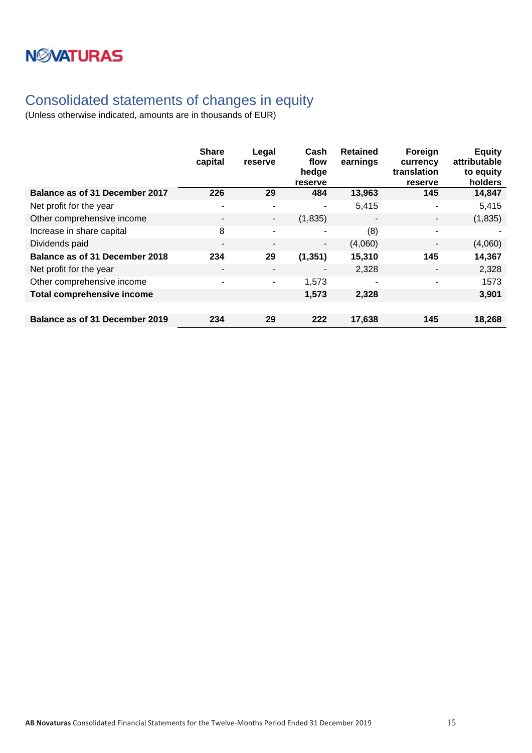# Consolidated statements of changes in equity

(Unless otherwise indicated, amounts are in thousands of EUR)

| | Share capital | Legal reserve | Cash flow hedge reserve | Retained earnings | Foreign currency translation reserve | Equity attributable to equity holders |
|---|---|---|---|---|---|---|
| **Balance as of 31 December 2017** | **226** | **29** | **484** | **13,963** | **145** | **14,847** |
| Net profit for the year | - | - | - | 5,415 | - | 5,415 |
| Other comprehensive income | - | - | (1,835) | - | - | (1,835) |
| Increase in share capital | 8 | - | - | (8) | - | - |
| Dividends paid | - | - | - | (4,060) | - | (4,060) |
| **Balance as of 31 December 2018** | **234** | **29** | **(1,351)** | **15,310** | **145** | **14,367** |
| Net profit for the year | - | - | - | 2,328 | - | 2,328 |
| Other comprehensive income | - | - | 1,573 | - | - | 1573 |
| **Total comprehensive income** | | | **1,573** | **2,328** | | **3,901** |
| | | | | | | |
| **Balance as of 31 December 2019** | **234** | **29** | **222** | **17,638** | **145** | **18,268** |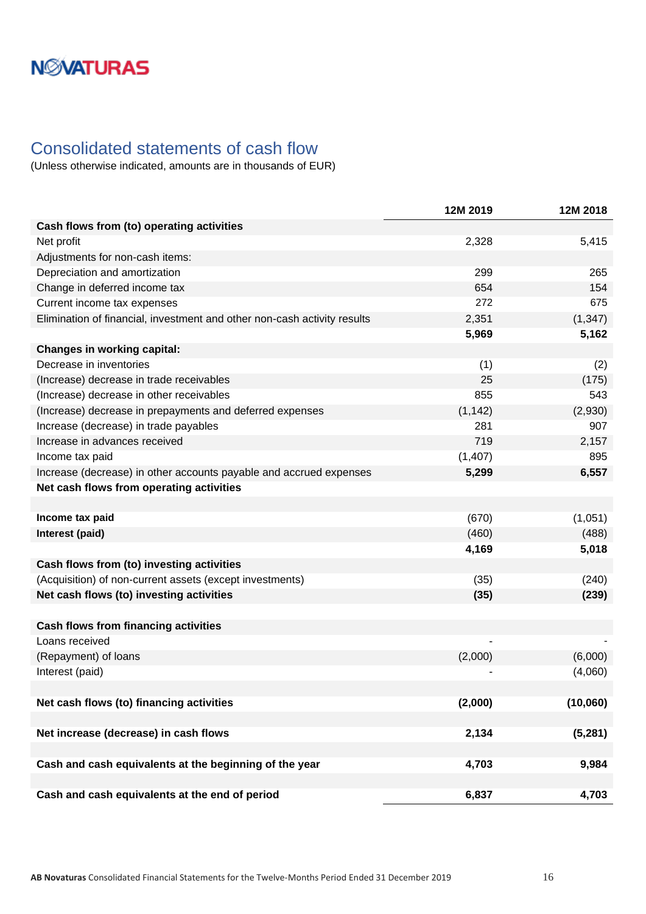## Consolidated statements of cash flow

(Unless otherwise indicated, amounts are in thousands of EUR)

| | 12M 2019 | 12M 2018 |
|---|---|---|
| **Cash flows from (to) operating activities** | | |
| Net profit | 2,328 | 5,415 |
| Adjustments for non-cash items: | | |
| Depreciation and amortization | 299 | 265 |
| Change in deferred income tax | 654 | 154 |
| Current income tax expenses | 272 | 675 |
| Elimination of financial, investment and other non-cash activity results | 2,351 | (1,347) |
| | **5,969** | **5,162** |
| **Changes in working capital:** | | |
| Decrease in inventories | (1) | (2) |
| (Increase) decrease in trade receivables | 25 | (175) |
| (Increase) decrease in other receivables | 855 | 543 |
| (Increase) decrease in prepayments and deferred expenses | (1,142) | (2,930) |
| Increase (decrease) in trade payables | 281 | 907 |
| Increase in advances received | 719 | 2,157 |
| Income tax paid | (1,407) | 895 |
| Increase (decrease) in other accounts payable and accrued expenses | **5,299** | **6,557** |
| **Net cash flows from operating activities** | | |
| | | |
| **Income tax paid** | (670) | (1,051) |
| **Interest (paid)** | (460) | (488) |
| | **4,169** | **5,018** |
| **Cash flows from (to) investing activities** | | |
| (Acquisition) of non-current assets (except investments) | (35) | (240) |
| **Net cash flows (to) investing activities** | **(35)** | **(239)** |
| | | |
| **Cash flows from financing activities** | | |
| Loans received | - | - |
| (Repayment) of loans | (2,000) | (6,000) |
| Interest (paid) | - | (4,060) |
| | | |
| **Net cash flows (to) financing activities** | **(2,000)** | **(10,060)** |
| | | |
| **Net increase (decrease) in cash flows** | **2,134** | **(5,281)** |
| | | |
| **Cash and cash equivalents at the beginning of the year** | **4,703** | **9,984** |
| | | |
| **Cash and cash equivalents at the end of period** | **6,837** | **4,703** |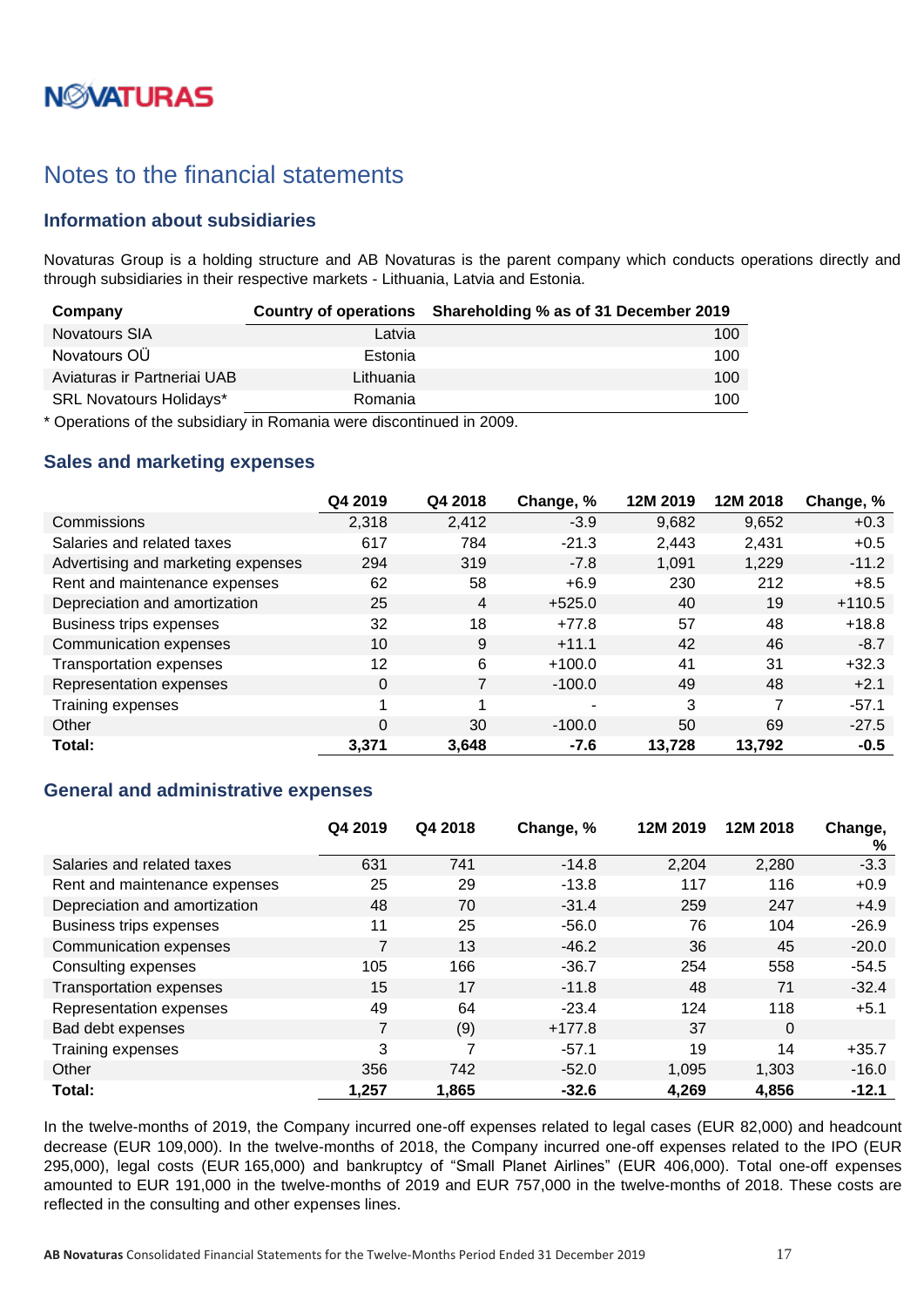# Notes to the financial statements

## Information about subsidiaries

Novaturas Group is a holding structure and AB Novaturas is the parent company which conducts operations directly and through subsidiaries in their respective markets - Lithuania, Latvia and Estonia.

| Company | Country of operations | Shareholding % as of 31 December 2019 |
|---|---|---|
| Novatours SIA | Latvia | 100 |
| Novatours OÜ | Estonia | 100 |
| Aviaturas ir Partneriai UAB | Lithuania | 100 |
| SRL Novatours Holidays* | Romania | 100 |

* Operations of the subsidiary in Romania were discontinued in 2009.

## Sales and marketing expenses

| | Q4 2019 | Q4 2018 | Change, % | 12M 2019 | 12M 2018 | Change, % |
|---|---|---|---|---|---|---|
| Commissions | 2,318 | 2,412 | -3.9 | 9,682 | 9,652 | +0.3 |
| Salaries and related taxes | 617 | 784 | -21.3 | 2,443 | 2,431 | +0.5 |
| Advertising and marketing expenses | 294 | 319 | -7.8 | 1,091 | 1,229 | -11.2 |
| Rent and maintenance expenses | 62 | 58 | +6.9 | 230 | 212 | +8.5 |
| Depreciation and amortization | 25 | 4 | +525.0 | 40 | 19 | +110.5 |
| Business trips expenses | 32 | 18 | +77.8 | 57 | 48 | +18.8 |
| Communication expenses | 10 | 9 | +11.1 | 42 | 46 | -8.7 |
| Transportation expenses | 12 | 6 | +100.0 | 41 | 31 | +32.3 |
| Representation expenses | 0 | 7 | -100.0 | 49 | 48 | +2.1 |
| Training expenses | 1 | 1 | - | 3 | 7 | -57.1 |
| Other | 0 | 30 | -100.0 | 50 | 69 | -27.5 |
| **Total:** | **3,371** | **3,648** | **-7.6** | **13,728** | **13,792** | **-0.5** |

## General and administrative expenses

| | Q4 2019 | Q4 2018 | Change, % | 12M 2019 | 12M 2018 | Change, % |
|---|---|---|---|---|---|---|
| Salaries and related taxes | 631 | 741 | -14.8 | 2,204 | 2,280 | -3.3 |
| Rent and maintenance expenses | 25 | 29 | -13.8 | 117 | 116 | +0.9 |
| Depreciation and amortization | 48 | 70 | -31.4 | 259 | 247 | +4.9 |
| Business trips expenses | 11 | 25 | -56.0 | 76 | 104 | -26.9 |
| Communication expenses | 7 | 13 | -46.2 | 36 | 45 | -20.0 |
| Consulting expenses | 105 | 166 | -36.7 | 254 | 558 | -54.5 |
| Transportation expenses | 15 | 17 | -11.8 | 48 | 71 | -32.4 |
| Representation expenses | 49 | 64 | -23.4 | 124 | 118 | +5.1 |
| Bad debt expenses | 7 | (9) | +177.8 | 37 | 0 | |
| Training expenses | 3 | 7 | -57.1 | 19 | 14 | +35.7 |
| Other | 356 | 742 | -52.0 | 1,095 | 1,303 | -16.0 |
| **Total:** | **1,257** | **1,865** | **-32.6** | **4,269** | **4,856** | **-12.1** |

In the twelve-months of 2019, the Company incurred one-off expenses related to legal cases (EUR 82,000) and headcount decrease (EUR 109,000). In the twelve-months of 2018, the Company incurred one-off expenses related to the IPO (EUR 295,000), legal costs (EUR 165,000) and bankruptcy of "Small Planet Airlines" (EUR 406,000). Total one-off expenses amounted to EUR 191,000 in the twelve-months of 2019 and EUR 757,000 in the twelve-months of 2018. These costs are reflected in the consulting and other expenses lines.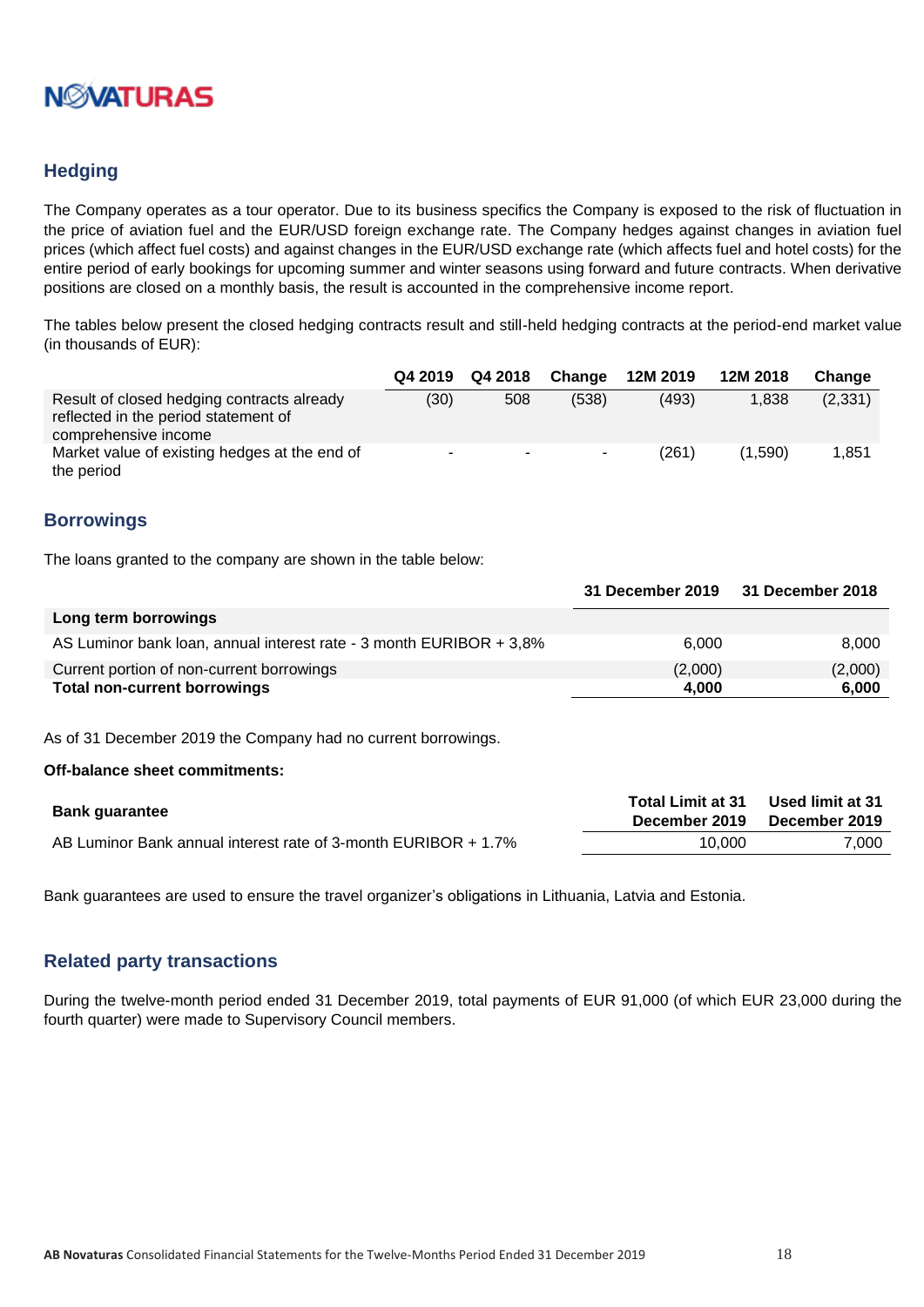## Hedging

The Company operates as a tour operator. Due to its business specifics the Company is exposed to the risk of fluctuation in the price of aviation fuel and the EUR/USD foreign exchange rate. The Company hedges against changes in aviation fuel prices (which affect fuel costs) and against changes in the EUR/USD exchange rate (which affects fuel and hotel costs) for the entire period of early bookings for upcoming summer and winter seasons using forward and future contracts. When derivative positions are closed on a monthly basis, the result is accounted in the comprehensive income report.

The tables below present the closed hedging contracts result and still-held hedging contracts at the period-end market value (in thousands of EUR):

| | Q4 2019 | Q4 2018 | Change | 12M 2019 | 12M 2018 | Change |
|---|---|---|---|---|---|---|
| Result of closed hedging contracts already reflected in the period statement of comprehensive income | (30) | 508 | (538) | (493) | 1,838 | (2,331) |
| Market value of existing hedges at the end of the period | - | - | - | (261) | (1,590) | 1,851 |

## Borrowings

The loans granted to the company are shown in the table below:

| | 31 December 2019 | 31 December 2018 |
|---|---|---|
| **Long term borrowings** | | |
| AS Luminor bank loan, annual interest rate - 3 month EURIBOR + 3,8% | 6,000 | 8,000 |
| Current portion of non-current borrowings | (2,000) | (2,000) |
| **Total non-current borrowings** | **4,000** | **6,000** |

As of 31 December 2019 the Company had no current borrowings.

**Off-balance sheet commitments:**

| **Bank guarantee** | **Total Limit at 31 December 2019** | **Used limit at 31 December 2019** |
|---|---|---|
| AB Luminor Bank annual interest rate of 3-month EURIBOR + 1.7% | 10,000 | 7,000 |

Bank guarantees are used to ensure the travel organizer's obligations in Lithuania, Latvia and Estonia.

## Related party transactions

During the twelve-month period ended 31 December 2019, total payments of EUR 91,000 (of which EUR 23,000 during the fourth quarter) were made to Supervisory Council members.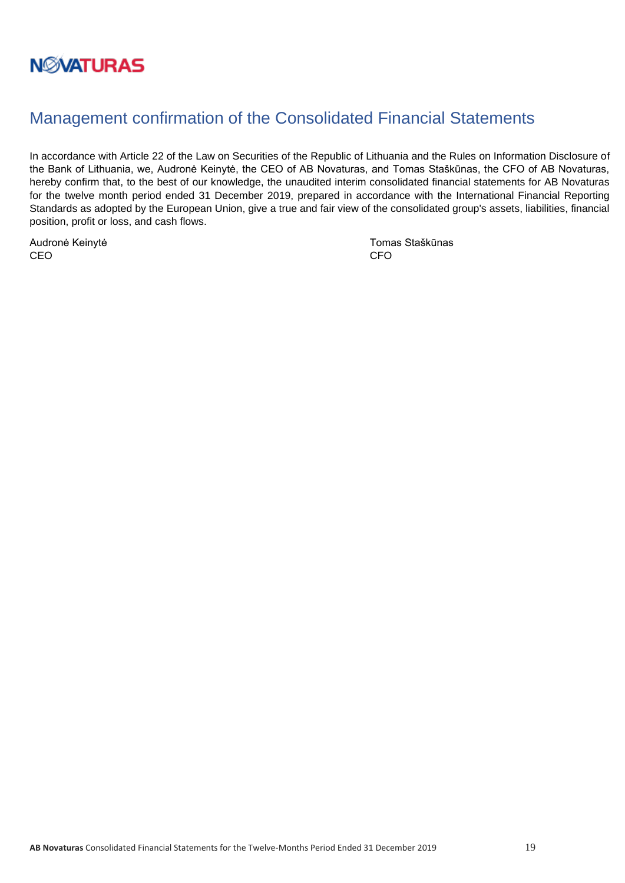# Management confirmation of the Consolidated Financial Statements

In accordance with Article 22 of the Law on Securities of the Republic of Lithuania and the Rules on Information Disclosure of the Bank of Lithuania, we, Audronė Keinytė, the CEO of AB Novaturas, and Tomas Staškūnas, the CFO of AB Novaturas, hereby confirm that, to the best of our knowledge, the unaudited interim consolidated financial statements for AB Novaturas for the twelve month period ended 31 December 2019, prepared in accordance with the International Financial Reporting Standards as adopted by the European Union, give a true and fair view of the consolidated group's assets, liabilities, financial position, profit or loss, and cash flows.

Audronė Keinytė
CEO

Tomas Staškūnas
CFO